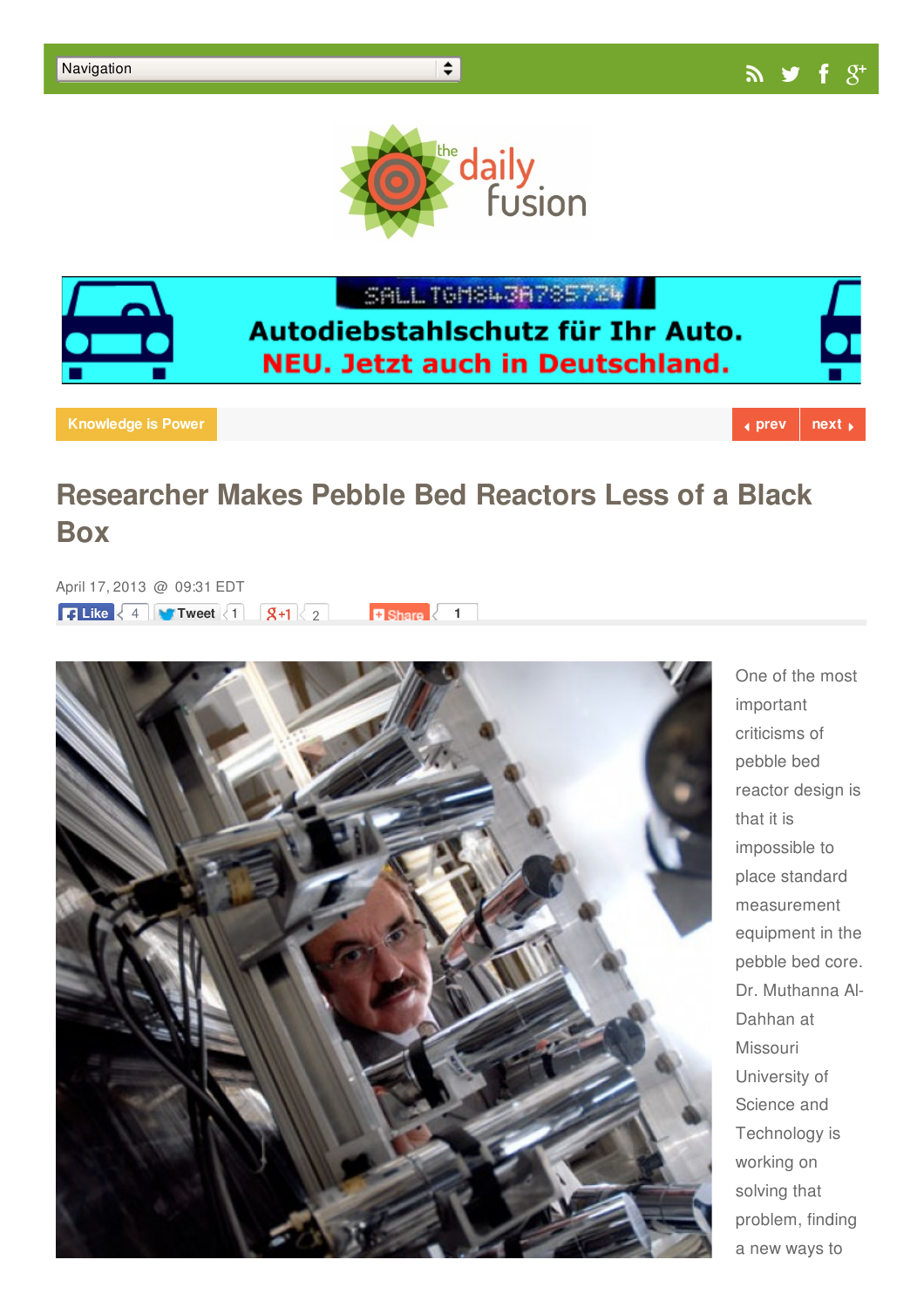Navigation

the daily fusion

Autodiebstahlschutz für Ihr Auto.
NEU. Jetzt auch in Deutschland.

Knowledge is Power

prev next

# Researcher Makes Pebble Bed Reactors Less of a Black Box

April 17, 2013 @ 09:31 EDT

Like 4 Tweet 1 +1 2 Share 1

One of the most important criticisms of pebble bed reactor design is that it is impossible to place standard measurement equipment in the pebble bed core. Dr. Muthanna Al-Dahhan at Missouri University of Science and Technology is working on solving that problem, finding a new ways to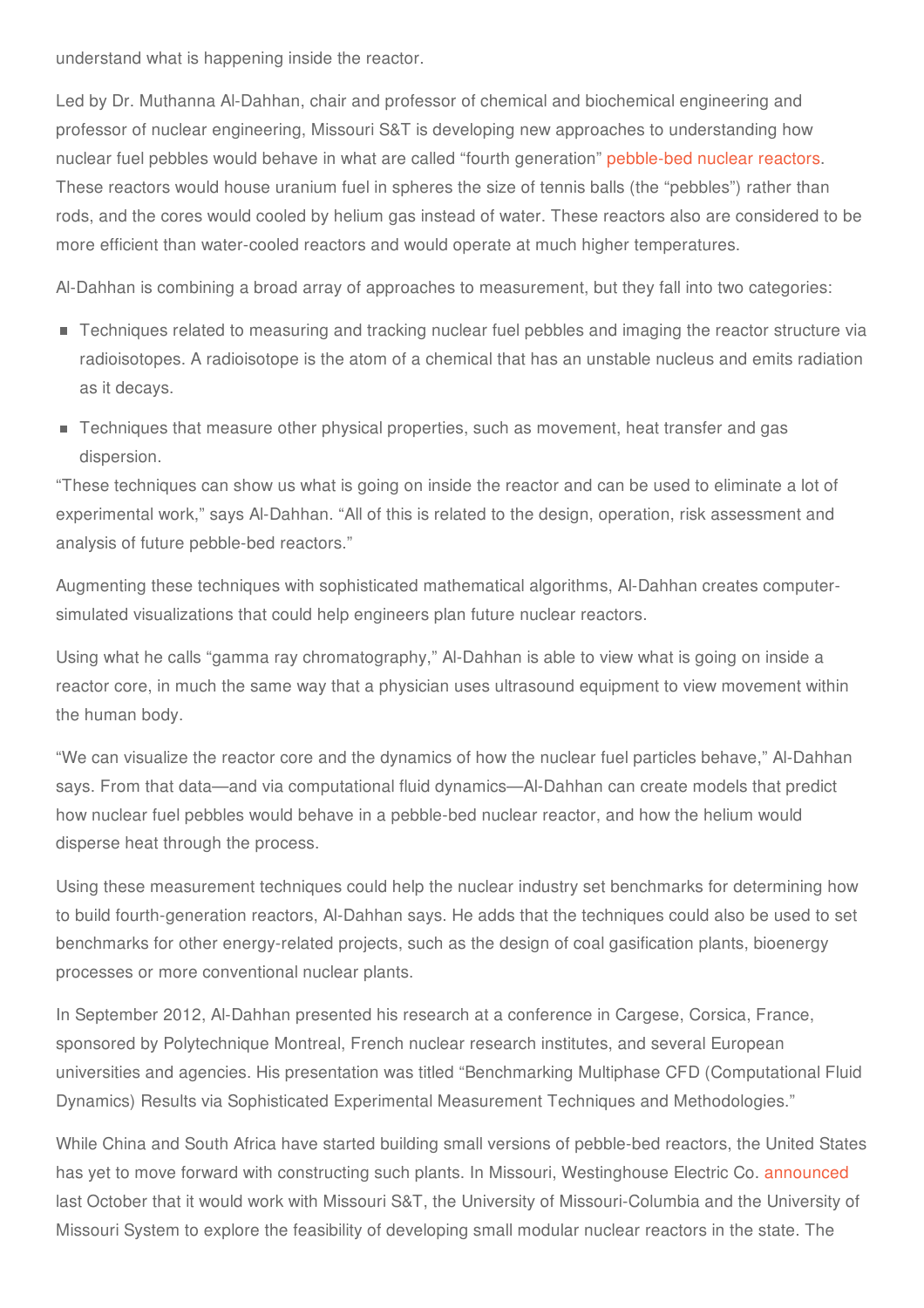understand what is happening inside the reactor.

Led by Dr. Muthanna Al-Dahhan, chair and professor of chemical and biochemical engineering and professor of nuclear engineering, Missouri S&T is developing new approaches to understanding how nuclear fuel pebbles would behave in what are called "fourth generation" pebble-bed nuclear reactors. These reactors would house uranium fuel in spheres the size of tennis balls (the "pebbles") rather than rods, and the cores would cooled by helium gas instead of water. These reactors also are considered to be more efficient than water-cooled reactors and would operate at much higher temperatures.

Al-Dahhan is combining a broad array of approaches to measurement, but they fall into two categories:

- Techniques related to measuring and tracking nuclear fuel pebbles and imaging the reactor structure via radioisotopes. A radioisotope is the atom of a chemical that has an unstable nucleus and emits radiation as it decays.
- Techniques that measure other physical properties, such as movement, heat transfer and gas dispersion.

"These techniques can show us what is going on inside the reactor and can be used to eliminate a lot of experimental work," says Al-Dahhan. "All of this is related to the design, operation, risk assessment and analysis of future pebble-bed reactors."

Augmenting these techniques with sophisticated mathematical algorithms, Al-Dahhan creates computer-simulated visualizations that could help engineers plan future nuclear reactors.

Using what he calls "gamma ray chromatography," Al-Dahhan is able to view what is going on inside a reactor core, in much the same way that a physician uses ultrasound equipment to view movement within the human body.

"We can visualize the reactor core and the dynamics of how the nuclear fuel particles behave," Al-Dahhan says. From that data—and via computational fluid dynamics—Al-Dahhan can create models that predict how nuclear fuel pebbles would behave in a pebble-bed nuclear reactor, and how the helium would disperse heat through the process.

Using these measurement techniques could help the nuclear industry set benchmarks for determining how to build fourth-generation reactors, Al-Dahhan says. He adds that the techniques could also be used to set benchmarks for other energy-related projects, such as the design of coal gasification plants, bioenergy processes or more conventional nuclear plants.

In September 2012, Al-Dahhan presented his research at a conference in Cargese, Corsica, France, sponsored by Polytechnique Montreal, French nuclear research institutes, and several European universities and agencies. His presentation was titled "Benchmarking Multiphase CFD (Computational Fluid Dynamics) Results via Sophisticated Experimental Measurement Techniques and Methodologies."

While China and South Africa have started building small versions of pebble-bed reactors, the United States has yet to move forward with constructing such plants. In Missouri, Westinghouse Electric Co. announced last October that it would work with Missouri S&T, the University of Missouri-Columbia and the University of Missouri System to explore the feasibility of developing small modular nuclear reactors in the state. The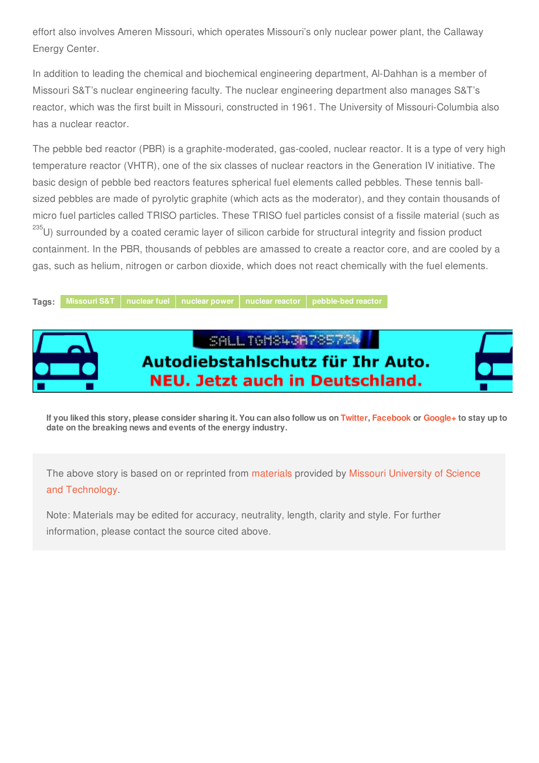effort also involves Ameren Missouri, which operates Missouri's only nuclear power plant, the Callaway Energy Center.

In addition to leading the chemical and biochemical engineering department, Al-Dahhan is a member of Missouri S&T's nuclear engineering faculty. The nuclear engineering department also manages S&T's reactor, which was the first built in Missouri, constructed in 1961. The University of Missouri-Columbia also has a nuclear reactor.

The pebble bed reactor (PBR) is a graphite-moderated, gas-cooled, nuclear reactor. It is a type of very high temperature reactor (VHTR), one of the six classes of nuclear reactors in the Generation IV initiative. The basic design of pebble bed reactors features spherical fuel elements called pebbles. These tennis ball-sized pebbles are made of pyrolytic graphite (which acts as the moderator), and they contain thousands of micro fuel particles called TRISO particles. These TRISO fuel particles consist of a fissile material (such as $^{235}U$) surrounded by a coated ceramic layer of silicon carbide for structural integrity and fission product containment. In the PBR, thousands of pebbles are amassed to create a reactor core, and are cooled by a gas, such as helium, nitrogen or carbon dioxide, which does not react chemically with the fuel elements.

**Tags:** Missouri S&T | nuclear fuel | nuclear power | nuclear reactor | pebble-bed reactor

SALLTGMS43A785724

**Autodiebstahlschutz für Ihr Auto.**

**NEU. Jetzt auch in Deutschland.**

**If you liked this story, please consider sharing it. You can also follow us on Twitter, Facebook or Google+ to stay up to date on the breaking news and events of the energy industry.**

The above story is based on or reprinted from materials provided by Missouri University of Science and Technology.

Note: Materials may be edited for accuracy, neutrality, length, clarity and style. For further information, please contact the source cited above.